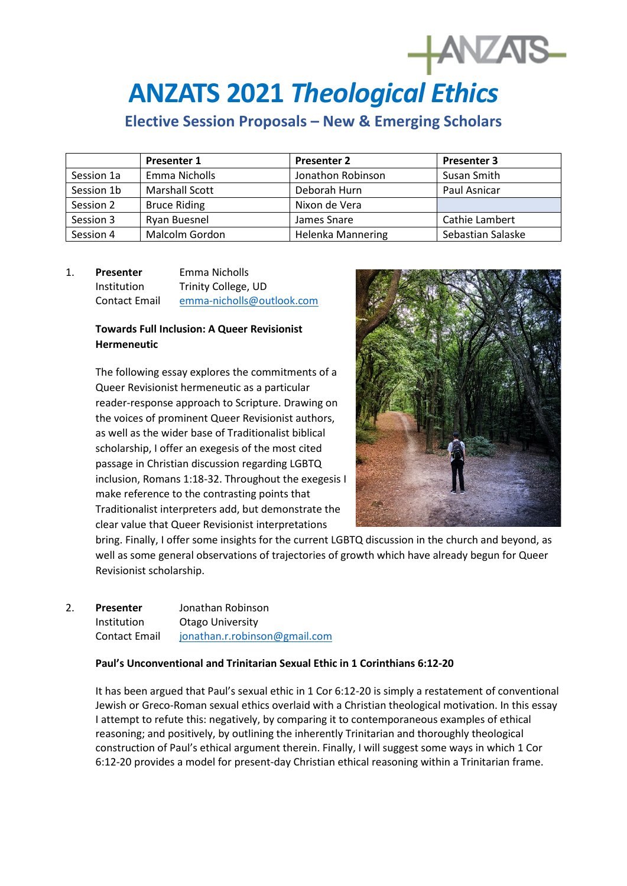# ANZATS 2021 *Theological Ethics*

## Elective Session Proposals – New & Emerging Scholars

| | Presenter 1 | Presenter 2 | Presenter 3 |
|---|---|---|---|
| Session 1a | Emma Nicholls | Jonathon Robinson | Susan Smith |
| Session 1b | Marshall Scott | Deborah Hurn | Paul Asnicar |
| Session 2 | Bruce Riding | Nixon de Vera | |
| Session 3 | Ryan Buesnel | James Snare | Cathie Lambert |
| Session 4 | Malcolm Gordon | Helenka Mannering | Sebastian Salaske |

1. **Presenter** Emma Nicholls
   Institution Trinity College, UD
   Contact Email emma-nicholls@outlook.com

   **Towards Full Inclusion: A Queer Revisionist Hermeneutic**

   The following essay explores the commitments of a Queer Revisionist hermeneutic as a particular reader-response approach to Scripture. Drawing on the voices of prominent Queer Revisionist authors, as well as the wider base of Traditionalist biblical scholarship, I offer an exegesis of the most cited passage in Christian discussion regarding LGBTQ inclusion, Romans 1:18-32. Throughout the exegesis I make reference to the contrasting points that Traditionalist interpreters add, but demonstrate the clear value that Queer Revisionist interpretations bring. Finally, I offer some insights for the current LGBTQ discussion in the church and beyond, as well as some general observations of trajectories of growth which have already begun for Queer Revisionist scholarship.

2. **Presenter** Jonathan Robinson
   Institution Otago University
   Contact Email jonathan.r.robinson@gmail.com

   **Paul's Unconventional and Trinitarian Sexual Ethic in 1 Corinthians 6:12-20**

   It has been argued that Paul's sexual ethic in 1 Cor 6:12-20 is simply a restatement of conventional Jewish or Greco-Roman sexual ethics overlaid with a Christian theological motivation. In this essay I attempt to refute this: negatively, by comparing it to contemporaneous examples of ethical reasoning; and positively, by outlining the inherently Trinitarian and thoroughly theological construction of Paul's ethical argument therein. Finally, I will suggest some ways in which 1 Cor 6:12-20 provides a model for present-day Christian ethical reasoning within a Trinitarian frame.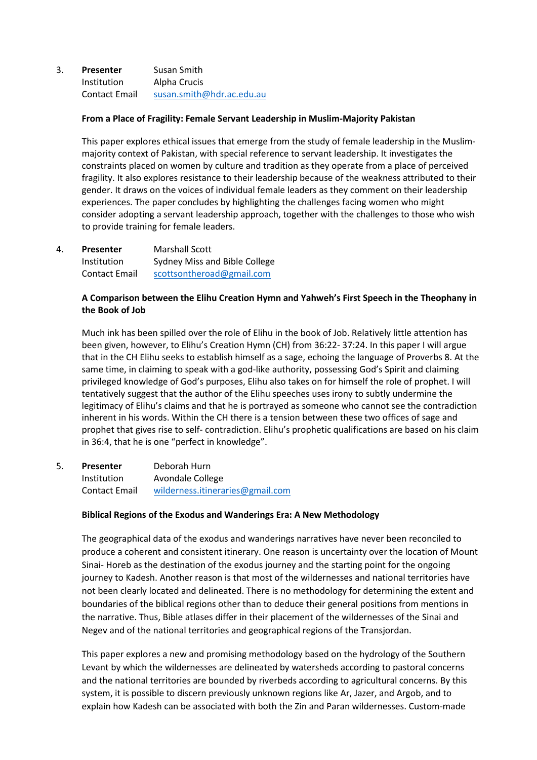3. **Presenter** Susan Smith
   Institution Alpha Crucis
   Contact Email susan.smith@hdr.ac.edu.au

   **From a Place of Fragility: Female Servant Leadership in Muslim-Majority Pakistan**

   This paper explores ethical issues that emerge from the study of female leadership in the Muslim-majority context of Pakistan, with special reference to servant leadership. It investigates the constraints placed on women by culture and tradition as they operate from a place of perceived fragility. It also explores resistance to their leadership because of the weakness attributed to their gender. It draws on the voices of individual female leaders as they comment on their leadership experiences. The paper concludes by highlighting the challenges facing women who might consider adopting a servant leadership approach, together with the challenges to those who wish to provide training for female leaders.

4. **Presenter** Marshall Scott
   Institution Sydney Miss and Bible College
   Contact Email scottsontheroad@gmail.com

   **A Comparison between the Elihu Creation Hymn and Yahweh's First Speech in the Theophany in the Book of Job**

   Much ink has been spilled over the role of Elihu in the book of Job. Relatively little attention has been given, however, to Elihu's Creation Hymn (CH) from 36:22- 37:24. In this paper I will argue that in the CH Elihu seeks to establish himself as a sage, echoing the language of Proverbs 8. At the same time, in claiming to speak with a god-like authority, possessing God's Spirit and claiming privileged knowledge of God's purposes, Elihu also takes on for himself the role of prophet. I will tentatively suggest that the author of the Elihu speeches uses irony to subtly undermine the legitimacy of Elihu's claims and that he is portrayed as someone who cannot see the contradiction inherent in his words. Within the CH there is a tension between these two offices of sage and prophet that gives rise to self- contradiction. Elihu's prophetic qualifications are based on his claim in 36:4, that he is one "perfect in knowledge".

5. **Presenter** Deborah Hurn
   Institution Avondale College
   Contact Email wilderness.itineraries@gmail.com

   **Biblical Regions of the Exodus and Wanderings Era: A New Methodology**

   The geographical data of the exodus and wanderings narratives have never been reconciled to produce a coherent and consistent itinerary. One reason is uncertainty over the location of Mount Sinai- Horeb as the destination of the exodus journey and the starting point for the ongoing journey to Kadesh. Another reason is that most of the wildernesses and national territories have not been clearly located and delineated. There is no methodology for determining the extent and boundaries of the biblical regions other than to deduce their general positions from mentions in the narrative. Thus, Bible atlases differ in their placement of the wildernesses of the Sinai and Negev and of the national territories and geographical regions of the Transjordan.

   This paper explores a new and promising methodology based on the hydrology of the Southern Levant by which the wildernesses are delineated by watersheds according to pastoral concerns and the national territories are bounded by riverbeds according to agricultural concerns. By this system, it is possible to discern previously unknown regions like Ar, Jazer, and Argob, and to explain how Kadesh can be associated with both the Zin and Paran wildernesses. Custom-made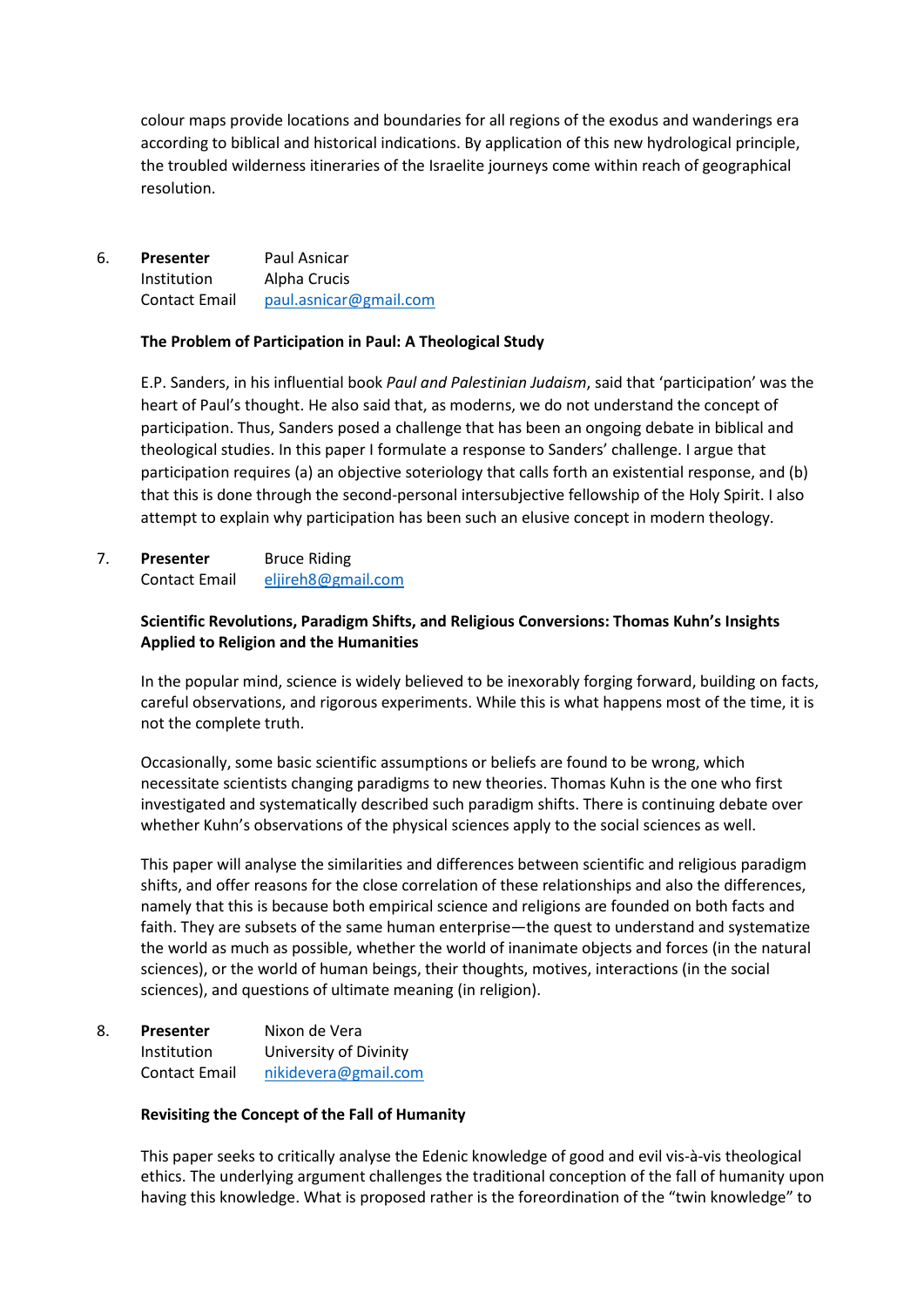colour maps provide locations and boundaries for all regions of the exodus and wanderings era according to biblical and historical indications. By application of this new hydrological principle, the troubled wilderness itineraries of the Israelite journeys come within reach of geographical resolution.

6. **Presenter** Paul Asnicar
   Institution Alpha Crucis
   Contact Email paul.asnicar@gmail.com

   **The Problem of Participation in Paul: A Theological Study**

   E.P. Sanders, in his influential book *Paul and Palestinian Judaism*, said that 'participation' was the heart of Paul's thought. He also said that, as moderns, we do not understand the concept of participation. Thus, Sanders posed a challenge that has been an ongoing debate in biblical and theological studies. In this paper I formulate a response to Sanders' challenge. I argue that participation requires (a) an objective soteriology that calls forth an existential response, and (b) that this is done through the second-personal intersubjective fellowship of the Holy Spirit. I also attempt to explain why participation has been such an elusive concept in modern theology.

7. **Presenter** Bruce Riding
   Contact Email eljireh8@gmail.com

   **Scientific Revolutions, Paradigm Shifts, and Religious Conversions: Thomas Kuhn's Insights Applied to Religion and the Humanities**

   In the popular mind, science is widely believed to be inexorably forging forward, building on facts, careful observations, and rigorous experiments. While this is what happens most of the time, it is not the complete truth.

   Occasionally, some basic scientific assumptions or beliefs are found to be wrong, which necessitate scientists changing paradigms to new theories. Thomas Kuhn is the one who first investigated and systematically described such paradigm shifts. There is continuing debate over whether Kuhn's observations of the physical sciences apply to the social sciences as well.

   This paper will analyse the similarities and differences between scientific and religious paradigm shifts, and offer reasons for the close correlation of these relationships and also the differences, namely that this is because both empirical science and religions are founded on both facts and faith. They are subsets of the same human enterprise—the quest to understand and systematize the world as much as possible, whether the world of inanimate objects and forces (in the natural sciences), or the world of human beings, their thoughts, motives, interactions (in the social sciences), and questions of ultimate meaning (in religion).

8. **Presenter** Nixon de Vera
   Institution University of Divinity
   Contact Email nikidevera@gmail.com

   **Revisiting the Concept of the Fall of Humanity**

   This paper seeks to critically analyse the Edenic knowledge of good and evil vis-à-vis theological ethics. The underlying argument challenges the traditional conception of the fall of humanity upon having this knowledge. What is proposed rather is the foreordination of the "twin knowledge" to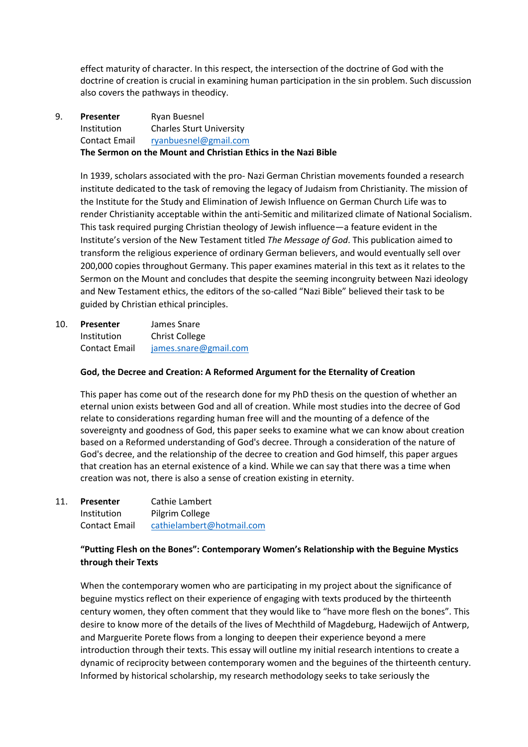effect maturity of character. In this respect, the intersection of the doctrine of God with the doctrine of creation is crucial in examining human participation in the sin problem. Such discussion also covers the pathways in theodicy.

9. **Presenter** Ryan Buesnel
   Institution Charles Sturt University
   Contact Email ryanbuesnel@gmail.com

   **The Sermon on the Mount and Christian Ethics in the Nazi Bible**

   In 1939, scholars associated with the pro- Nazi German Christian movements founded a research institute dedicated to the task of removing the legacy of Judaism from Christianity. The mission of the Institute for the Study and Elimination of Jewish Influence on German Church Life was to render Christianity acceptable within the anti-Semitic and militarized climate of National Socialism. This task required purging Christian theology of Jewish influence—a feature evident in the Institute's version of the New Testament titled *The Message of God*. This publication aimed to transform the religious experience of ordinary German believers, and would eventually sell over 200,000 copies throughout Germany. This paper examines material in this text as it relates to the Sermon on the Mount and concludes that despite the seeming incongruity between Nazi ideology and New Testament ethics, the editors of the so-called "Nazi Bible" believed their task to be guided by Christian ethical principles.

10. **Presenter** James Snare
    Institution Christ College
    Contact Email james.snare@gmail.com

    **God, the Decree and Creation: A Reformed Argument for the Eternality of Creation**

    This paper has come out of the research done for my PhD thesis on the question of whether an eternal union exists between God and all of creation. While most studies into the decree of God relate to considerations regarding human free will and the mounting of a defence of the sovereignty and goodness of God, this paper seeks to examine what we can know about creation based on a Reformed understanding of God's decree. Through a consideration of the nature of God's decree, and the relationship of the decree to creation and God himself, this paper argues that creation has an eternal existence of a kind. While we can say that there was a time when creation was not, there is also a sense of creation existing in eternity.

11. **Presenter** Cathie Lambert
    Institution Pilgrim College
    Contact Email cathielambert@hotmail.com

    **"Putting Flesh on the Bones": Contemporary Women's Relationship with the Beguine Mystics through their Texts**

    When the contemporary women who are participating in my project about the significance of beguine mystics reflect on their experience of engaging with texts produced by the thirteenth century women, they often comment that they would like to "have more flesh on the bones". This desire to know more of the details of the lives of Mechthild of Magdeburg, Hadewijch of Antwerp, and Marguerite Porete flows from a longing to deepen their experience beyond a mere introduction through their texts. This essay will outline my initial research intentions to create a dynamic of reciprocity between contemporary women and the beguines of the thirteenth century. Informed by historical scholarship, my research methodology seeks to take seriously the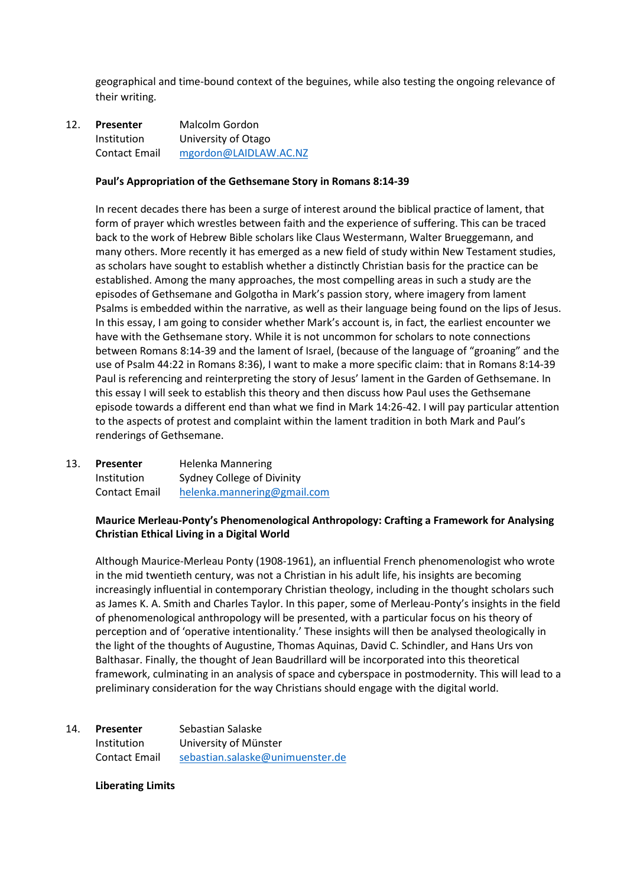geographical and time-bound context of the beguines, while also testing the ongoing relevance of their writing.

12. **Presenter** Malcolm Gordon
    Institution University of Otago
    Contact Email mgordon@LAIDLAW.AC.NZ

    **Paul's Appropriation of the Gethsemane Story in Romans 8:14-39**

    In recent decades there has been a surge of interest around the biblical practice of lament, that form of prayer which wrestles between faith and the experience of suffering. This can be traced back to the work of Hebrew Bible scholars like Claus Westermann, Walter Brueggemann, and many others. More recently it has emerged as a new field of study within New Testament studies, as scholars have sought to establish whether a distinctly Christian basis for the practice can be established. Among the many approaches, the most compelling areas in such a study are the episodes of Gethsemane and Golgotha in Mark's passion story, where imagery from lament Psalms is embedded within the narrative, as well as their language being found on the lips of Jesus. In this essay, I am going to consider whether Mark's account is, in fact, the earliest encounter we have with the Gethsemane story. While it is not uncommon for scholars to note connections between Romans 8:14-39 and the lament of Israel, (because of the language of "groaning" and the use of Psalm 44:22 in Romans 8:36), I want to make a more specific claim: that in Romans 8:14-39 Paul is referencing and reinterpreting the story of Jesus' lament in the Garden of Gethsemane. In this essay I will seek to establish this theory and then discuss how Paul uses the Gethsemane episode towards a different end than what we find in Mark 14:26-42. I will pay particular attention to the aspects of protest and complaint within the lament tradition in both Mark and Paul's renderings of Gethsemane.

13. **Presenter** Helenka Mannering
    Institution Sydney College of Divinity
    Contact Email helenka.mannering@gmail.com

    **Maurice Merleau-Ponty's Phenomenological Anthropology: Crafting a Framework for Analysing Christian Ethical Living in a Digital World**

    Although Maurice-Merleau Ponty (1908-1961), an influential French phenomenologist who wrote in the mid twentieth century, was not a Christian in his adult life, his insights are becoming increasingly influential in contemporary Christian theology, including in the thought scholars such as James K. A. Smith and Charles Taylor. In this paper, some of Merleau-Ponty's insights in the field of phenomenological anthropology will be presented, with a particular focus on his theory of perception and of 'operative intentionality.' These insights will then be analysed theologically in the light of the thoughts of Augustine, Thomas Aquinas, David C. Schindler, and Hans Urs von Balthasar. Finally, the thought of Jean Baudrillard will be incorporated into this theoretical framework, culminating in an analysis of space and cyberspace in postmodernity. This will lead to a preliminary consideration for the way Christians should engage with the digital world.

14. **Presenter** Sebastian Salaske
    Institution University of Münster
    Contact Email sebastian.salaske@unimuenster.de

    **Liberating Limits**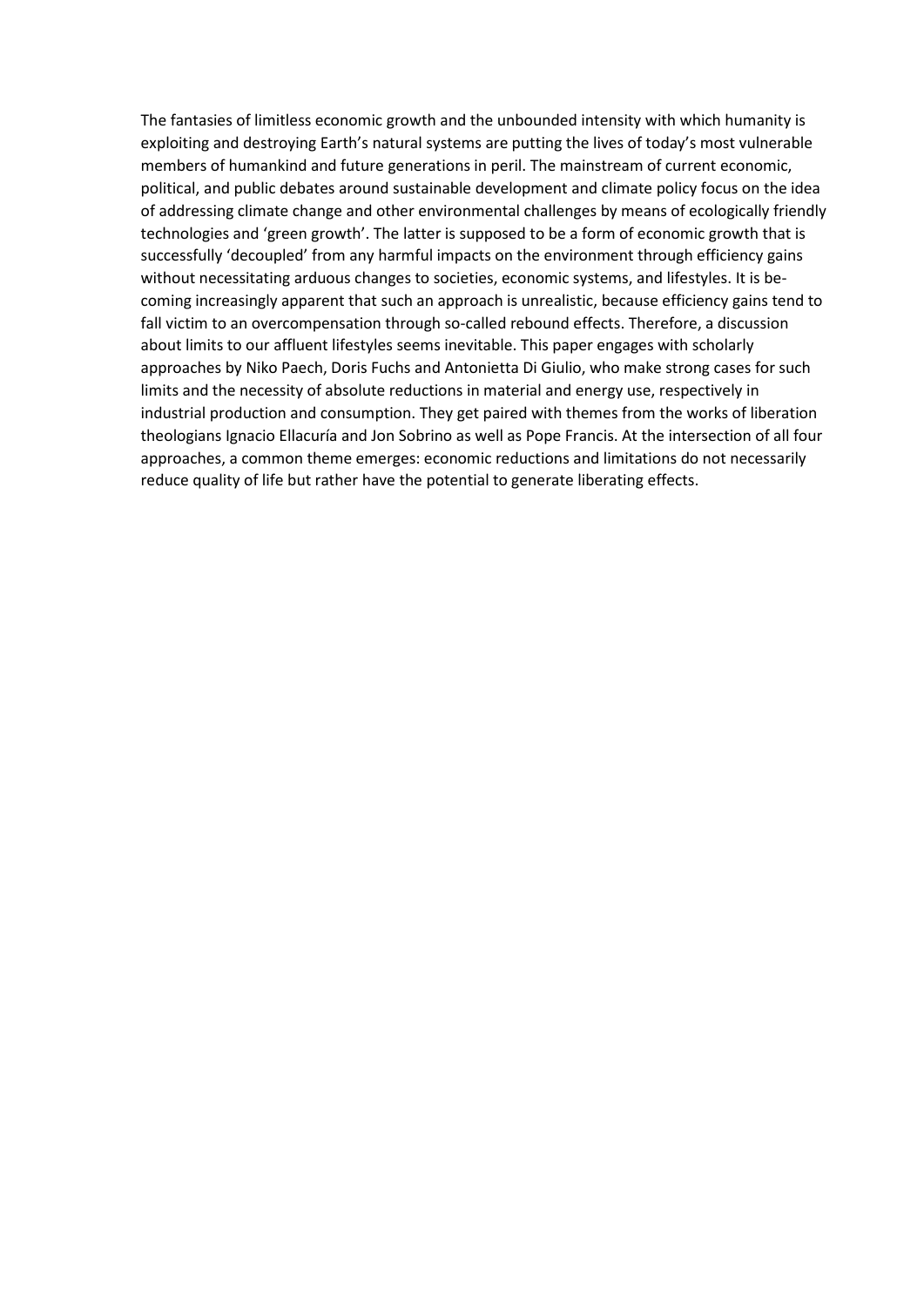The fantasies of limitless economic growth and the unbounded intensity with which humanity is exploiting and destroying Earth's natural systems are putting the lives of today's most vulnerable members of humankind and future generations in peril. The mainstream of current economic, political, and public debates around sustainable development and climate policy focus on the idea of addressing climate change and other environmental challenges by means of ecologically friendly technologies and 'green growth'. The latter is supposed to be a form of economic growth that is successfully 'decoupled' from any harmful impacts on the environment through efficiency gains without necessitating arduous changes to societies, economic systems, and lifestyles. It is becoming increasingly apparent that such an approach is unrealistic, because efficiency gains tend to fall victim to an overcompensation through so-called rebound effects. Therefore, a discussion about limits to our affluent lifestyles seems inevitable. This paper engages with scholarly approaches by Niko Paech, Doris Fuchs and Antonietta Di Giulio, who make strong cases for such limits and the necessity of absolute reductions in material and energy use, respectively in industrial production and consumption. They get paired with themes from the works of liberation theologians Ignacio Ellacuría and Jon Sobrino as well as Pope Francis. At the intersection of all four approaches, a common theme emerges: economic reductions and limitations do not necessarily reduce quality of life but rather have the potential to generate liberating effects.